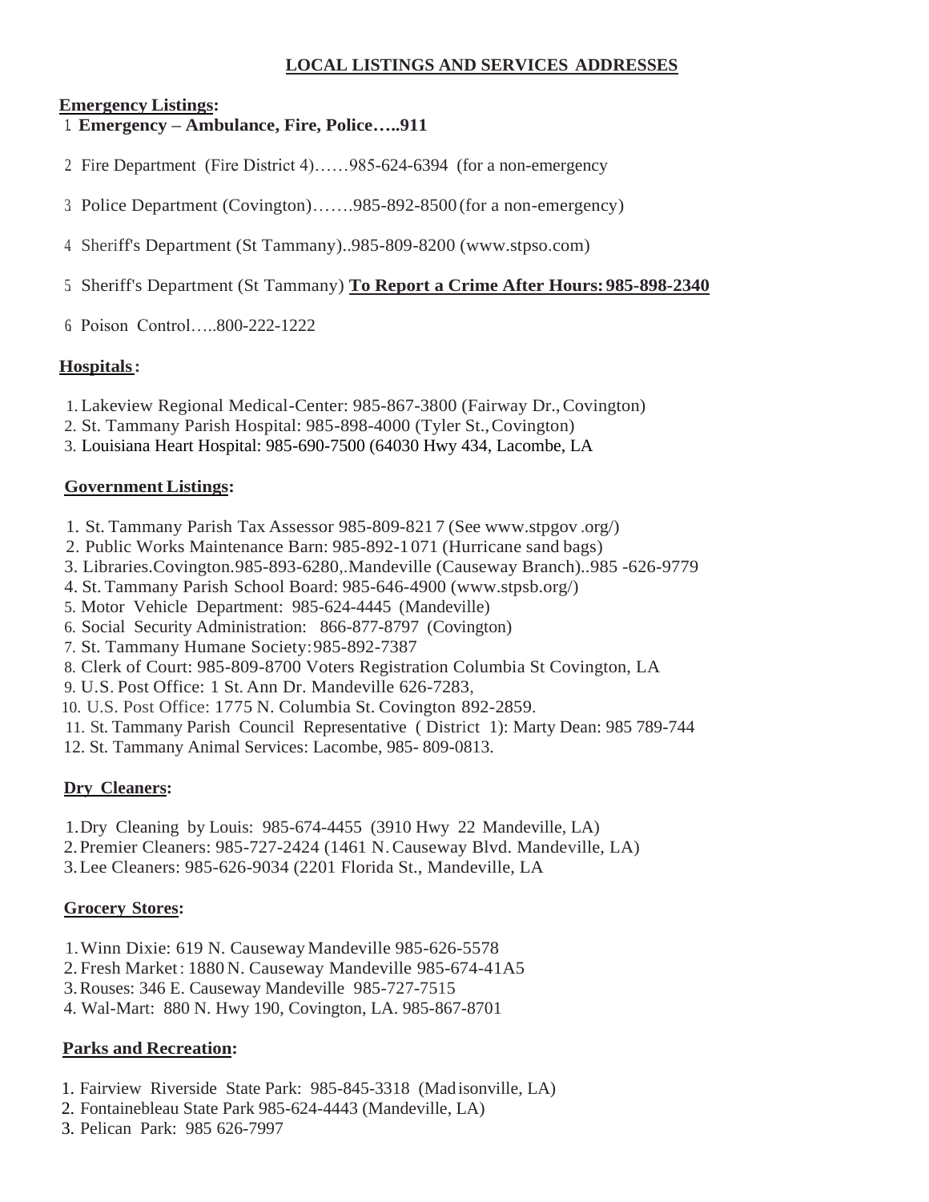## LOCAL LISTINGS AND SERVICES ADDRESSES

**Emergency Listings:**

1. **Emergency – Ambulance, Fire, Police…..911**
2. Fire Department (Fire District 4)……985-624-6394 (for a non-emergency
3. Police Department (Covington)…….985-892-8500 (for a non-emergency)
4. Sheriff's Department (St Tammany)..985-809-8200 (www.stpso.com)
5. Sheriff's Department (St Tammany) **To Report a Crime After Hours: 985-898-2340**
6. Poison Control…..800-222-1222

**Hospitals:**

1. Lakeview Regional Medical-Center: 985-867-3800 (Fairway Dr., Covington)
2. St. Tammany Parish Hospital: 985-898-4000 (Tyler St., Covington)
3. Louisiana Heart Hospital: 985-690-7500 (64030 Hwy 434, Lacombe, LA

**Government Listings:**

1. St. Tammany Parish Tax Assessor 985-809-821 7 (See www.stpgov .org/)
2. Public Works Maintenance Barn: 985-892-1 071 (Hurricane sand bags)
3. Libraries.Covington.985-893-6280,.Mandeville (Causeway Branch)..985 -626-9779
4. St. Tammany Parish School Board: 985-646-4900 (www.stpsb.org/)
5. Motor Vehicle Department: 985-624-4445 (Mandeville)
6. Social Security Administration: 866-877-8797 (Covington)
7. St. Tammany Humane Society: 985-892-7387
8. Clerk of Court: 985-809-8700 Voters Registration Columbia St Covington, LA
9. U.S. Post Office: 1 St. Ann Dr. Mandeville 626-7283,
10. U.S. Post Office: 1775 N. Columbia St. Covington 892-2859.
11. St. Tammany Parish Council Representative ( District 1): Marty Dean: 985 789-744
12. St. Tammany Animal Services: Lacombe, 985- 809-0813.

**Dry Cleaners:**

1. Dry Cleaning by Louis: 985-674-4455 (3910 Hwy 22 Mandeville, LA)
2. Premier Cleaners: 985-727-2424 (1461 N. Causeway Blvd. Mandeville, LA)
3. Lee Cleaners: 985-626-9034 (2201 Florida St., Mandeville, LA

**Grocery Stores:**

1. Winn Dixie: 619 N. Causeway Mandeville 985-626-5578
2. Fresh Market: 1880 N. Causeway Mandeville 985-674-41A5
3. Rouses: 346 E. Causeway Mandeville 985-727-7515
4. Wal-Mart: 880 N. Hwy 190, Covington, LA. 985-867-8701

**Parks and Recreation:**

1. Fairview Riverside State Park: 985-845-3318 (Madisonville, LA)
2. Fontainebleau State Park 985-624-4443 (Mandeville, LA)
3. Pelican Park: 985 626-7997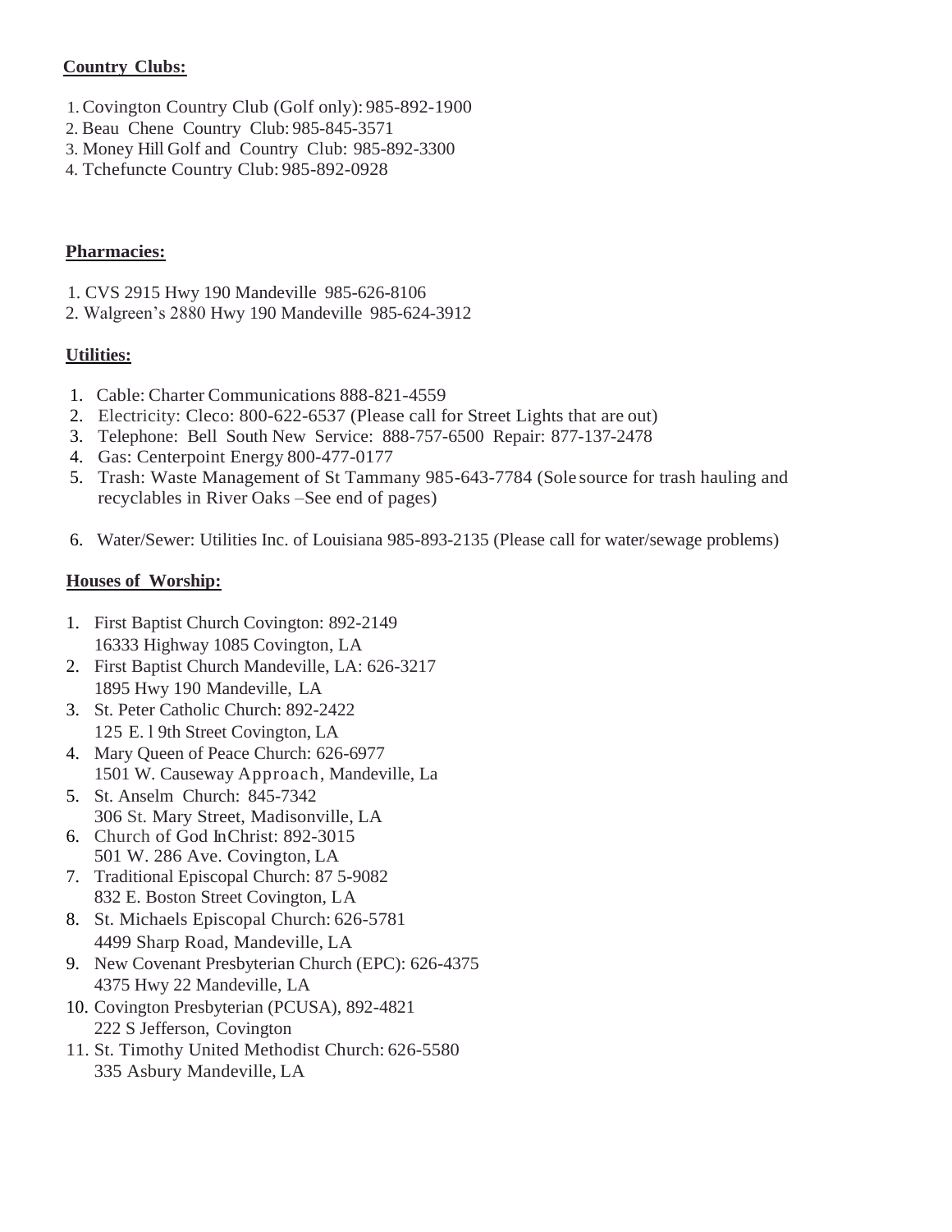**Country Clubs:**

1. Covington Country Club (Golf only): 985-892-1900
2. Beau Chene Country Club: 985-845-3571
3. Money Hill Golf and Country Club: 985-892-3300
4. Tchefuncte Country Club: 985-892-0928

**Pharmacies:**

1. CVS 2915 Hwy 190 Mandeville 985-626-8106
2. Walgreen's 2880 Hwy 190 Mandeville 985-624-3912

**Utilities:**

1. Cable: Charter Communications 888-821-4559
2. Electricity: Cleco: 800-622-6537 (Please call for Street Lights that are out)
3. Telephone: Bell South New Service: 888-757-6500 Repair: 877-137-2478
4. Gas: Centerpoint Energy 800-477-0177
5. Trash: Waste Management of St Tammany 985-643-7784 (Sole source for trash hauling and recyclables in River Oaks –See end of pages)
6. Water/Sewer: Utilities Inc. of Louisiana 985-893-2135 (Please call for water/sewage problems)

**Houses of Worship:**

1. First Baptist Church Covington: 892-2149
   16333 Highway 1085 Covington, LA
2. First Baptist Church Mandeville, LA: 626-3217
   1895 Hwy 190 Mandeville, LA
3. St. Peter Catholic Church: 892-2422
   125 E. l 9th Street Covington, LA
4. Mary Queen of Peace Church: 626-6977
   1501 W. Causeway Approach, Mandeville, La
5. St. Anselm Church: 845-7342
   306 St. Mary Street, Madisonville, LA
6. Church of God InChrist: 892-3015
   501 W. 286 Ave. Covington, LA
7. Traditional Episcopal Church: 87 5-9082
   832 E. Boston Street Covington, LA
8. St. Michaels Episcopal Church: 626-5781
   4499 Sharp Road, Mandeville, LA
9. New Covenant Presbyterian Church (EPC): 626-4375
   4375 Hwy 22 Mandeville, LA
10. Covington Presbyterian (PCUSA), 892-4821
    222 S Jefferson, Covington
11. St. Timothy United Methodist Church: 626-5580
    335 Asbury Mandeville, LA